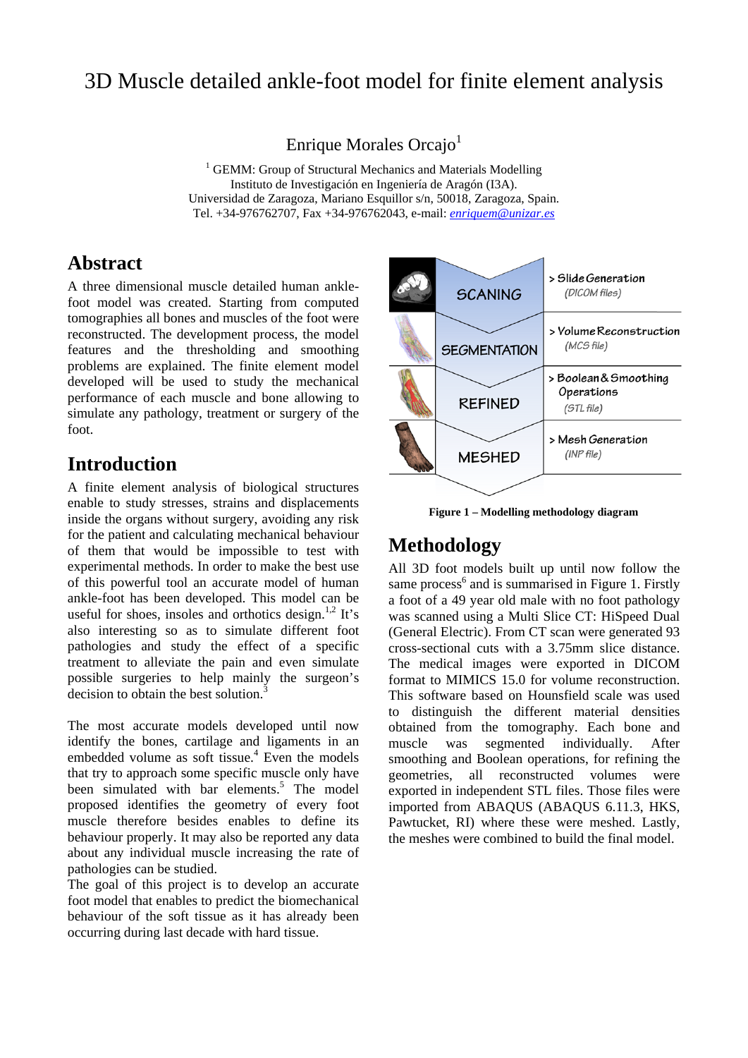# 3D Muscle detailed ankle-foot model for finite element analysis

Enrique Morales Orcajo[1]

[1] GEMM: Group of Structural Mechanics and Materials Modelling
Instituto de Investigación en Ingeniería de Aragón (I3A).
Universidad de Zaragoza, Mariano Esquillor s/n, 50018, Zaragoza, Spain.
Tel. +34-976762707, Fax +34-976762043, e-mail: enriquem@unizar.es

## Abstract

A three dimensional muscle detailed human ankle-foot model was created. Starting from computed tomographies all bones and muscles of the foot were reconstructed. The development process, the model features and the thresholding and smoothing problems are explained. The finite element model developed will be used to study the mechanical performance of each muscle and bone allowing to simulate any pathology, treatment or surgery of the foot.

## Introduction

A finite element analysis of biological structures enable to study stresses, strains and displacements inside the organs without surgery, avoiding any risk for the patient and calculating mechanical behaviour of them that would be impossible to test with experimental methods. In order to make the best use of this powerful tool an accurate model of human ankle-foot has been developed. This model can be useful for shoes, insoles and orthotics design.[1,2] It's also interesting so as to simulate different foot pathologies and study the effect of a specific treatment to alleviate the pain and even simulate possible surgeries to help mainly the surgeon's decision to obtain the best solution.[3]

The most accurate models developed until now identify the bones, cartilage and ligaments in an embedded volume as soft tissue.[4] Even the models that try to approach some specific muscle only have been simulated with bar elements.[5] The model proposed identifies the geometry of every foot muscle therefore besides enables to define its behaviour properly. It may also be reported any data about any individual muscle increasing the rate of pathologies can be studied.

The goal of this project is to develop an accurate foot model that enables to predict the biomechanical behaviour of the soft tissue as it has already been occurring during last decade with hard tissue.

| Stage | Output |
| --- | --- |
| SCANING | > Slide Generation *(DICOM files)* |
| SEGMENTATION | > Volume Reconstruction *(MCS file)* |
| REFINED | > Boolean & Smoothing Operations *(STL file)* |
| MESHED | > Mesh Generation *(INP file)* |

**Figure 1 – Modelling methodology diagram**

## Methodology

All 3D foot models built up until now follow the same process[6] and is summarised in Figure 1. Firstly a foot of a 49 year old male with no foot pathology was scanned using a Multi Slice CT: HiSpeed Dual (General Electric). From CT scan were generated 93 cross-sectional cuts with a 3.75mm slice distance. The medical images were exported in DICOM format to MIMICS 15.0 for volume reconstruction. This software based on Hounsfield scale was used to distinguish the different material densities obtained from the tomography. Each bone and muscle was segmented individually. After smoothing and Boolean operations, for refining the geometries, all reconstructed volumes were exported in independent STL files. Those files were imported from ABAQUS (ABAQUS 6.11.3, HKS, Pawtucket, RI) where these were meshed. Lastly, the meshes were combined to build the final model.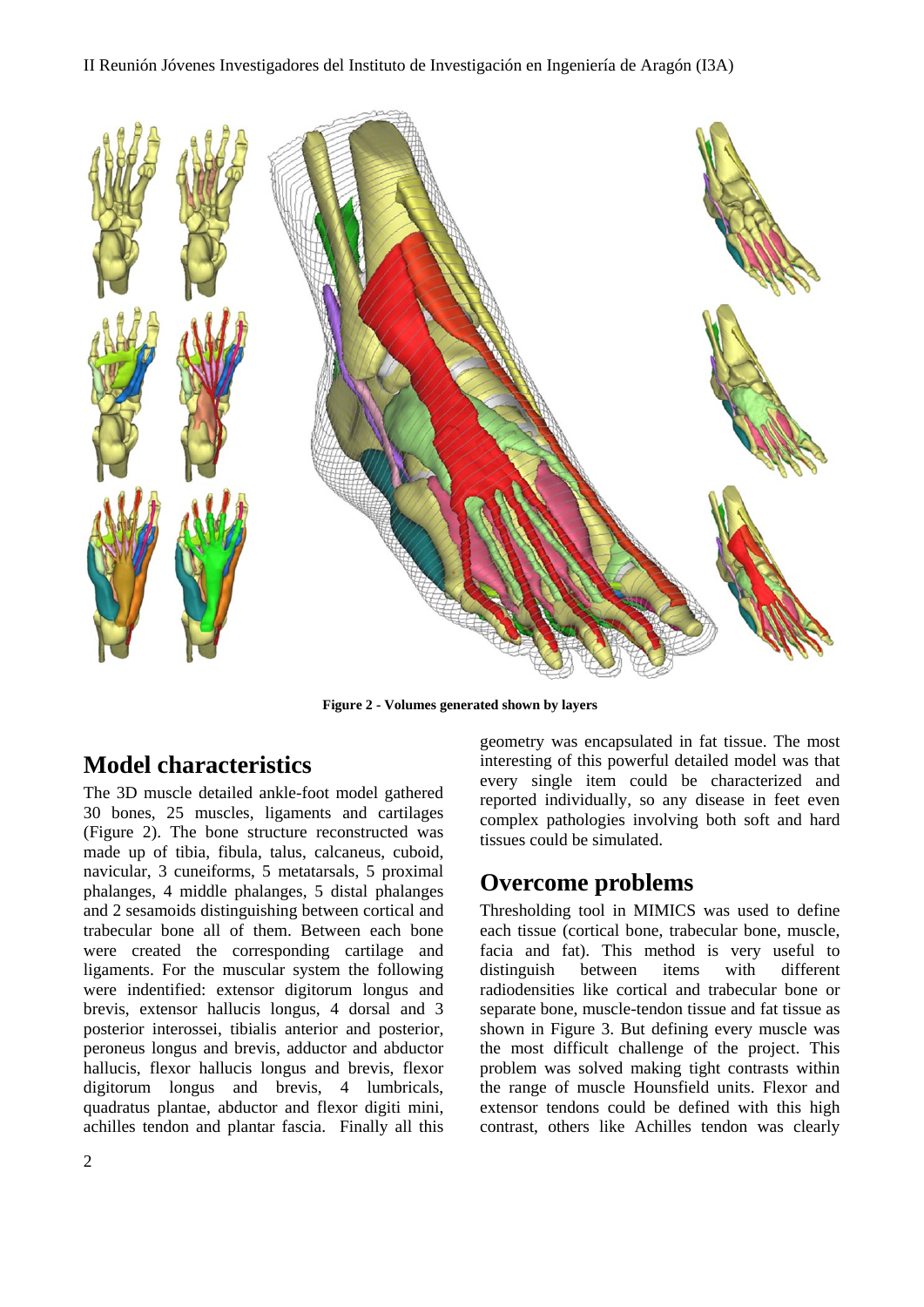**Figure 2 - Volumes generated shown by layers**

## Model characteristics

The 3D muscle detailed ankle-foot model gathered 30 bones, 25 muscles, ligaments and cartilages (Figure 2). The bone structure reconstructed was made up of tibia, fibula, talus, calcaneus, cuboid, navicular, 3 cuneiforms, 5 metatarsals, 5 proximal phalanges, 4 middle phalanges, 5 distal phalanges and 2 sesamoids distinguishing between cortical and trabecular bone all of them. Between each bone were created the corresponding cartilage and ligaments. For the muscular system the following were indentified: extensor digitorum longus and brevis, extensor hallucis longus, 4 dorsal and 3 posterior interossei, tibialis anterior and posterior, peroneus longus and brevis, adductor and abductor hallucis, flexor hallucis longus and brevis, flexor digitorum longus and brevis, 4 lumbricals, quadratus plantae, abductor and flexor digiti mini, achilles tendon and plantar fascia. Finally all this geometry was encapsulated in fat tissue. The most interesting of this powerful detailed model was that every single item could be characterized and reported individually, so any disease in feet even complex pathologies involving both soft and hard tissues could be simulated.

## Overcome problems

Thresholding tool in MIMICS was used to define each tissue (cortical bone, trabecular bone, muscle, facia and fat). This method is very useful to distinguish between items with different radiodensities like cortical and trabecular bone or separate bone, muscle-tendon tissue and fat tissue as shown in Figure 3. But defining every muscle was the most difficult challenge of the project. This problem was solved making tight contrasts within the range of muscle Hounsfield units. Flexor and extensor tendons could be defined with this high contrast, others like Achilles tendon was clearly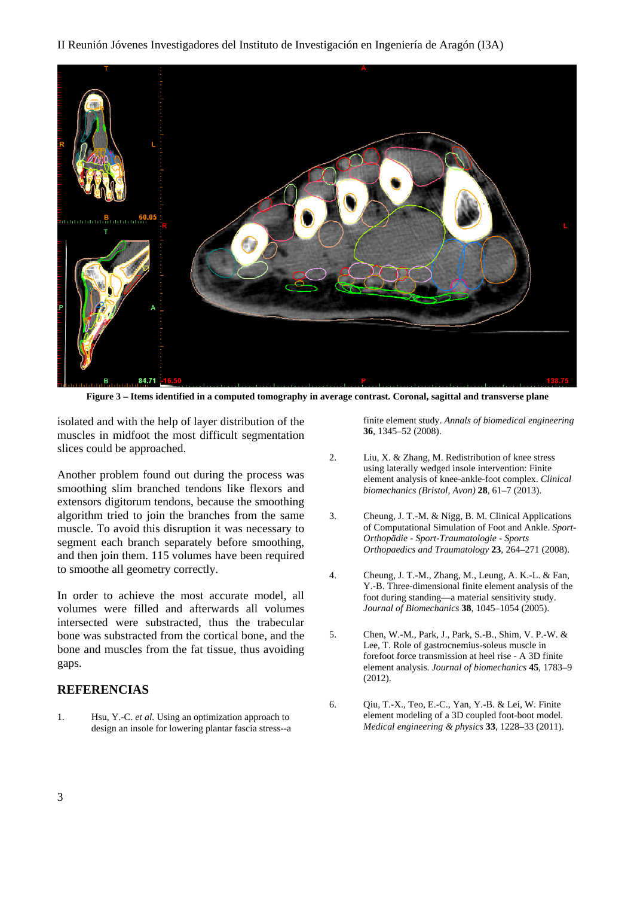Figure 3 – Items identified in a computed tomography in average contrast. Coronal, sagittal and transverse plane

isolated and with the help of layer distribution of the muscles in midfoot the most difficult segmentation slices could be approached.

Another problem found out during the process was smoothing slim branched tendons like flexors and extensors digitorum tendons, because the smoothing algorithm tried to join the branches from the same muscle. To avoid this disruption it was necessary to segment each branch separately before smoothing, and then join them. 115 volumes have been required to smoothe all geometry correctly.

In order to achieve the most accurate model, all volumes were filled and afterwards all volumes intersected were substracted, thus the trabecular bone was substracted from the cortical bone, and the bone and muscles from the fat tissue, thus avoiding gaps.

## REFERENCIAS

1. Hsu, Y.-C. *et al.* Using an optimization approach to design an insole for lowering plantar fascia stress--a finite element study. *Annals of biomedical engineering* **36**, 1345–52 (2008).

2. Liu, X. & Zhang, M. Redistribution of knee stress using laterally wedged insole intervention: Finite element analysis of knee-ankle-foot complex. *Clinical biomechanics (Bristol, Avon)* **28**, 61–7 (2013).

3. Cheung, J. T.-M. & Nigg, B. M. Clinical Applications of Computational Simulation of Foot and Ankle. *Sport-Orthopädie - Sport-Traumatologie - Sports Orthopaedics and Traumatology* **23**, 264–271 (2008).

4. Cheung, J. T.-M., Zhang, M., Leung, A. K.-L. & Fan, Y.-B. Three-dimensional finite element analysis of the foot during standing—a material sensitivity study. *Journal of Biomechanics* **38**, 1045–1054 (2005).

5. Chen, W.-M., Park, J., Park, S.-B., Shim, V. P.-W. & Lee, T. Role of gastrocnemius-soleus muscle in forefoot force transmission at heel rise - A 3D finite element analysis. *Journal of biomechanics* **45**, 1783–9 (2012).

6. Qiu, T.-X., Teo, E.-C., Yan, Y.-B. & Lei, W. Finite element modeling of a 3D coupled foot-boot model. *Medical engineering & physics* **33**, 1228–33 (2011).